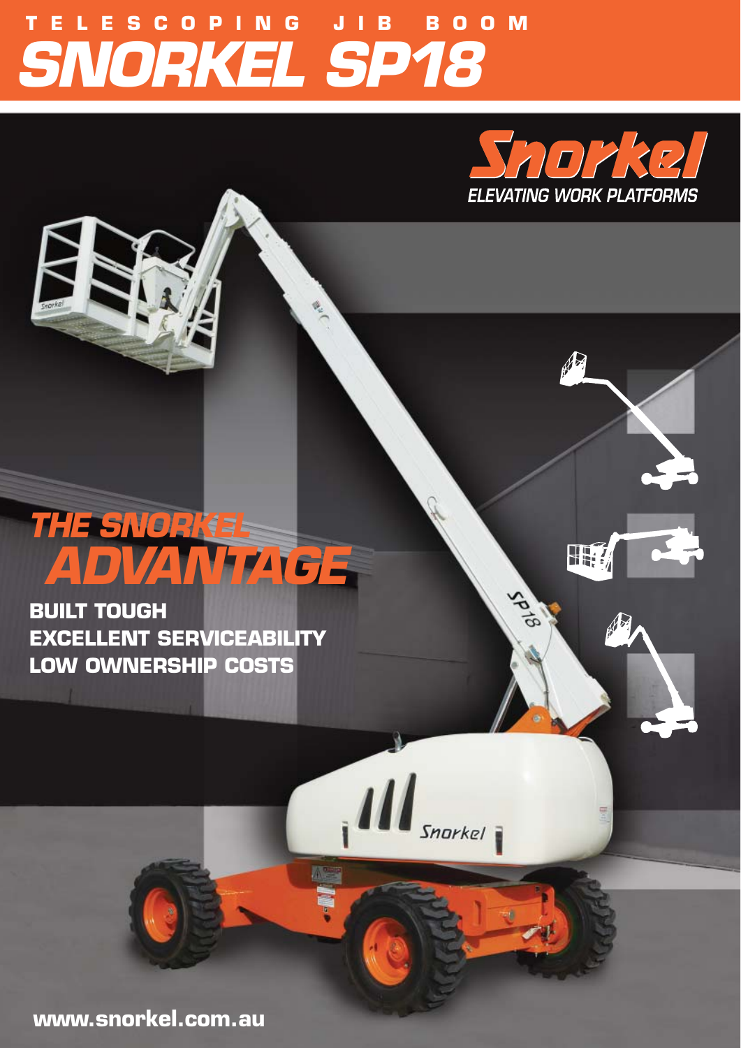# TELESCOPING JIB BOOM

# SNORKEL SP18

Snorkel
ELEVATING WORK PLATFORMS

## THE SNORKEL ADVANTAGE

**BUILT TOUGH**
**EXCELLENT SERVICEABILITY**
**LOW OWNERSHIP COSTS**

**www.snorkel.com.au**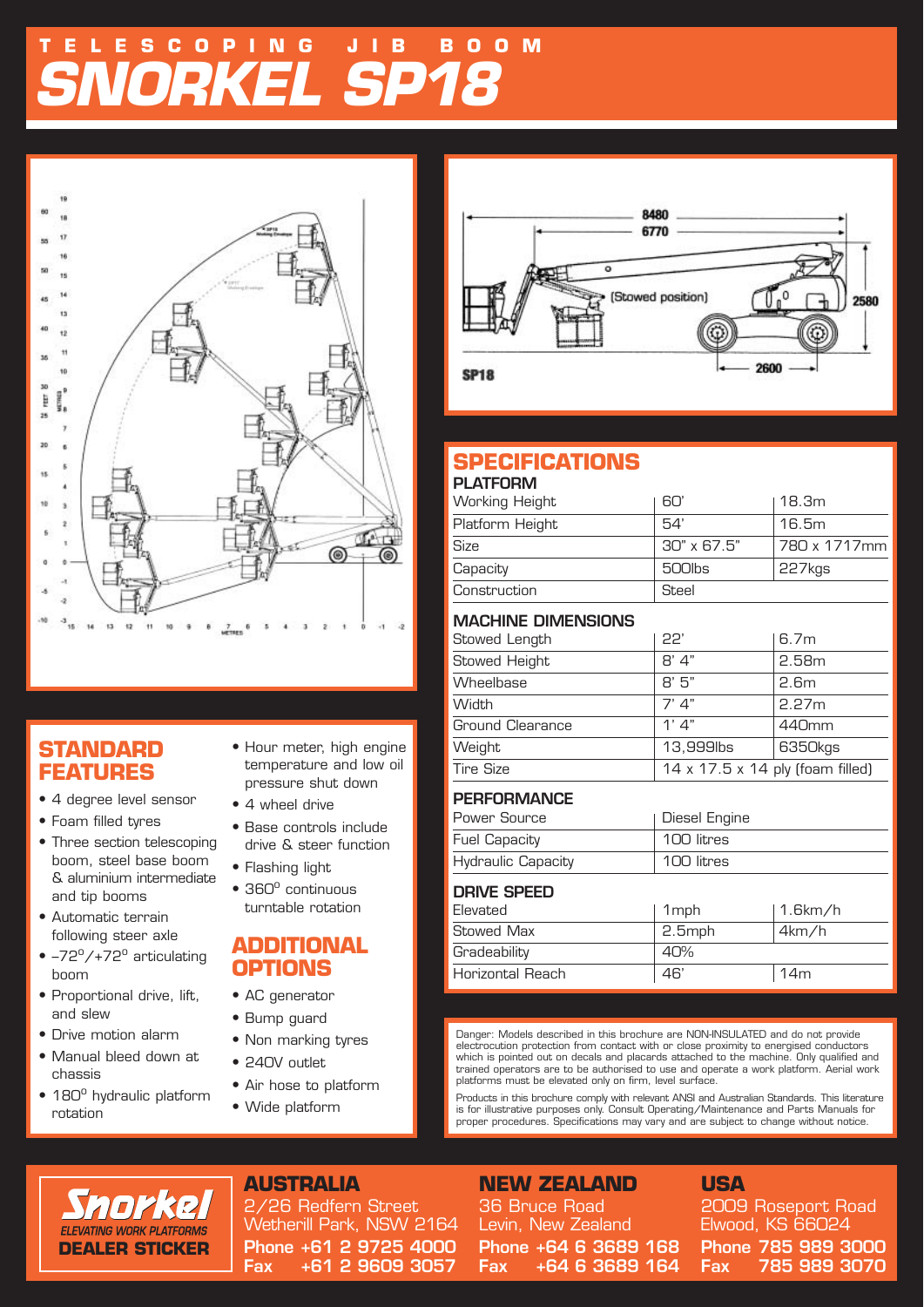# TELESCOPING JIB BOOM
# SNORKEL SP18

SP18
Working Envelope

8480
6770
(Stowed position)
2580
2600
SP18

## SPECIFICATIONS

### PLATFORM

| | | |
|---|---|---|
| Working Height | 60' | 18.3m |
| Platform Height | 54' | 16.5m |
| Size | 30" x 67.5" | 780 x 1717mm |
| Capacity | 500lbs | 227kgs |
| Construction | Steel | |

### MACHINE DIMENSIONS

| | | |
|---|---|---|
| Stowed Length | 22' | 6.7m |
| Stowed Height | 8' 4" | 2.58m |
| Wheelbase | 8' 5" | 2.6m |
| Width | 7' 4" | 2.27m |
| Ground Clearance | 1' 4" | 440mm |
| Weight | 13,999lbs | 6350kgs |
| Tire Size | 14 x 17.5 x 14 ply (foam filled) | |

### PERFORMANCE

| | |
|---|---|
| Power Source | Diesel Engine |
| Fuel Capacity | 100 litres |
| Hydraulic Capacity | 100 litres |

### DRIVE SPEED

| | | |
|---|---|---|
| Elevated | 1mph | 1.6km/h |
| Stowed Max | 2.5mph | 4km/h |
| Gradeability | 40% | |
| Horizontal Reach | 46' | 14m |

## STANDARD FEATURES

- 4 degree level sensor
- Foam filled tyres
- Three section telescoping boom, steel base boom & aluminium intermediate and tip booms
- Automatic terrain following steer axle
- −72°/+72° articulating boom
- Proportional drive, lift, and slew
- Drive motion alarm
- Manual bleed down at chassis
- 180° hydraulic platform rotation
- Hour meter, high engine temperature and low oil pressure shut down
- 4 wheel drive
- Base controls include drive & steer function
- Flashing light
- 360° continuous turntable rotation

## ADDITIONAL OPTIONS

- AC generator
- Bump guard
- Non marking tyres
- 240V outlet
- Air hose to platform
- Wide platform

Danger: Models described in this brochure are NON-INSULATED and do not provide electrocution protection from contact with or close proximity to energised conductors which is pointed out on decals and placards attached to the machine. Only qualified and trained operators are to be authorised to use and operate a work platform. Aerial work platforms must be elevated only on firm, level surface.

Products in this brochure comply with relevant ANSI and Australian Standards. This literature is for illustrative purposes only. Consult Operating/Maintenance and Parts Manuals for proper procedures. Specifications may vary and are subject to change without notice.

Snorkel
ELEVATING WORK PLATFORMS
DEALER STICKER

**AUSTRALIA**
2/26 Redfern Street
Wetherill Park, NSW 2164
**Phone** +61 2 9725 4000
**Fax** +61 2 9609 3057

**NEW ZEALAND**
36 Bruce Road
Levin, New Zealand
**Phone** +64 6 3689 168
**Fax** +64 6 3689 164

**USA**
2009 Roseport Road
Elwood, KS 66024
**Phone** 785 989 3000
**Fax** 785 989 3070